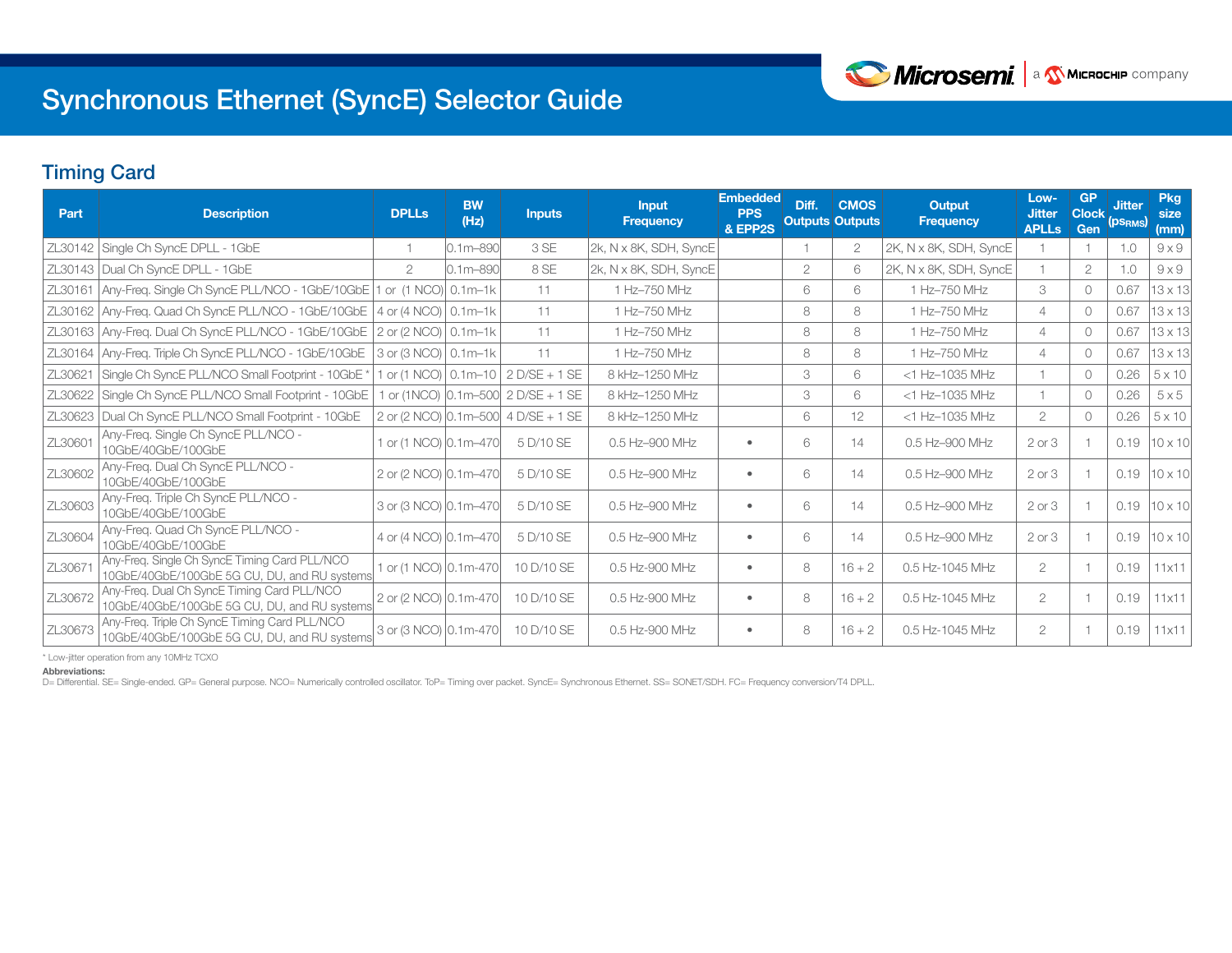# Synchronous Ethernet (SyncE) Selector Guide

## Timing Card

| Part | Description | DPLLs | BW (Hz) | Inputs | Input Frequency | Embedded PPS & EPP2S | Diff. Outputs | CMOS Outputs | Output Frequency | Low-Jitter APLLs | GP Clock Gen | Jitter ($ps_{RMS}$) | Pkg size (mm) |
|---|---|---|---|---|---|---|---|---|---|---|---|---|---|
| ZL30142 | Single Ch SyncE DPLL - 1GbE | 1 | 0.1m–890 | 3 SE | 2k, N x 8K, SDH, SyncE | | 1 | 2 | 2K, N x 8K, SDH, SyncE | 1 | 1 | 1.0 | 9 x 9 |
| ZL30143 | Dual Ch SyncE DPLL - 1GbE | 2 | 0.1m–890 | 8 SE | 2k, N x 8K, SDH, SyncE | | 2 | 6 | 2K, N x 8K, SDH, SyncE | 1 | 2 | 1.0 | 9 x 9 |
| ZL30161 | Any-Freq. Single Ch SyncE PLL/NCO - 1GbE/10GbE | 1 or (1 NCO) | 0.1m–1k | 11 | 1 Hz–750 MHz | | 6 | 6 | 1 Hz–750 MHz | 3 | 0 | 0.67 | 13 x 13 |
| ZL30162 | Any-Freq. Quad Ch SyncE PLL/NCO - 1GbE/10GbE | 4 or (4 NCO) | 0.1m–1k | 11 | 1 Hz–750 MHz | | 8 | 8 | 1 Hz–750 MHz | 4 | 0 | 0.67 | 13 x 13 |
| ZL30163 | Any-Freq. Dual Ch SyncE PLL/NCO - 1GbE/10GbE | 2 or (2 NCO) | 0.1m–1k | 11 | 1 Hz–750 MHz | | 8 | 8 | 1 Hz–750 MHz | 4 | 0 | 0.67 | 13 x 13 |
| ZL30164 | Any-Freq. Triple Ch SyncE PLL/NCO - 1GbE/10GbE | 3 or (3 NCO) | 0.1m–1k | 11 | 1 Hz–750 MHz | | 8 | 8 | 1 Hz–750 MHz | 4 | 0 | 0.67 | 13 x 13 |
| ZL30621 | Single Ch SyncE PLL/NCO Small Footprint - 10GbE * | 1 or (1 NCO) | 0.1m–10 | 2 D/SE + 1 SE | 8 kHz–1250 MHz | | 3 | 6 | <1 Hz–1035 MHz | 1 | 0 | 0.26 | 5 x 10 |
| ZL30622 | Single Ch SyncE PLL/NCO Small Footprint - 10GbE | 1 or (1NCO) | 0.1m–500 | 2 D/SE + 1 SE | 8 kHz–1250 MHz | | 3 | 6 | <1 Hz–1035 MHz | 1 | 0 | 0.26 | 5 x 5 |
| ZL30623 | Dual Ch SyncE PLL/NCO Small Footprint - 10GbE | 2 or (2 NCO) | 0.1m–500 | 4 D/SE + 1 SE | 8 kHz–1250 MHz | | 6 | 12 | <1 Hz–1035 MHz | 2 | 0 | 0.26 | 5 x 10 |
| ZL30601 | Any-Freq. Single Ch SyncE PLL/NCO - 10GbE/40GbE/100GbE | 1 or (1 NCO) | 0.1m–470 | 5 D/10 SE | 0.5 Hz–900 MHz | • | 6 | 14 | 0.5 Hz–900 MHz | 2 or 3 | 1 | 0.19 | 10 x 10 |
| ZL30602 | Any-Freq. Dual Ch SyncE PLL/NCO - 10GbE/40GbE/100GbE | 2 or (2 NCO) | 0.1m–470 | 5 D/10 SE | 0.5 Hz–900 MHz | • | 6 | 14 | 0.5 Hz–900 MHz | 2 or 3 | 1 | 0.19 | 10 x 10 |
| ZL30603 | Any-Freq. Triple Ch SyncE PLL/NCO - 10GbE/40GbE/100GbE | 3 or (3 NCO) | 0.1m–470 | 5 D/10 SE | 0.5 Hz–900 MHz | • | 6 | 14 | 0.5 Hz–900 MHz | 2 or 3 | 1 | 0.19 | 10 x 10 |
| ZL30604 | Any-Freq. Quad Ch SyncE PLL/NCO - 10GbE/40GbE/100GbE | 4 or (4 NCO) | 0.1m–470 | 5 D/10 SE | 0.5 Hz–900 MHz | • | 6 | 14 | 0.5 Hz–900 MHz | 2 or 3 | 1 | 0.19 | 10 x 10 |
| ZL30671 | Any-Freq. Single Ch SyncE Timing Card PLL/NCO 10GbE/40GbE/100GbE 5G CU, DU, and RU systems | 1 or (1 NCO) | 0.1m-470 | 10 D/10 SE | 0.5 Hz-900 MHz | • | 8 | 16 + 2 | 0.5 Hz-1045 MHz | 2 | 1 | 0.19 | 11x11 |
| ZL30672 | Any-Freq. Dual Ch SyncE Timing Card PLL/NCO 10GbE/40GbE/100GbE 5G CU, DU, and RU systems | 2 or (2 NCO) | 0.1m-470 | 10 D/10 SE | 0.5 Hz-900 MHz | • | 8 | 16 + 2 | 0.5 Hz-1045 MHz | 2 | 1 | 0.19 | 11x11 |
| ZL30673 | Any-Freq. Triple Ch SyncE Timing Card PLL/NCO 10GbE/40GbE/100GbE 5G CU, DU, and RU systems | 3 or (3 NCO) | 0.1m-470 | 10 D/10 SE | 0.5 Hz-900 MHz | • | 8 | 16 + 2 | 0.5 Hz-1045 MHz | 2 | 1 | 0.19 | 11x11 |

* Low-jitter operation from any 10MHz TCXO

**Abbreviations:**
D= Differential. SE= Single-ended. GP= General purpose. NCO= Numerically controlled oscillator. ToP= Timing over packet. SyncE= Synchronous Ethernet. SS= SONET/SDH. FC= Frequency conversion/T4 DPLL.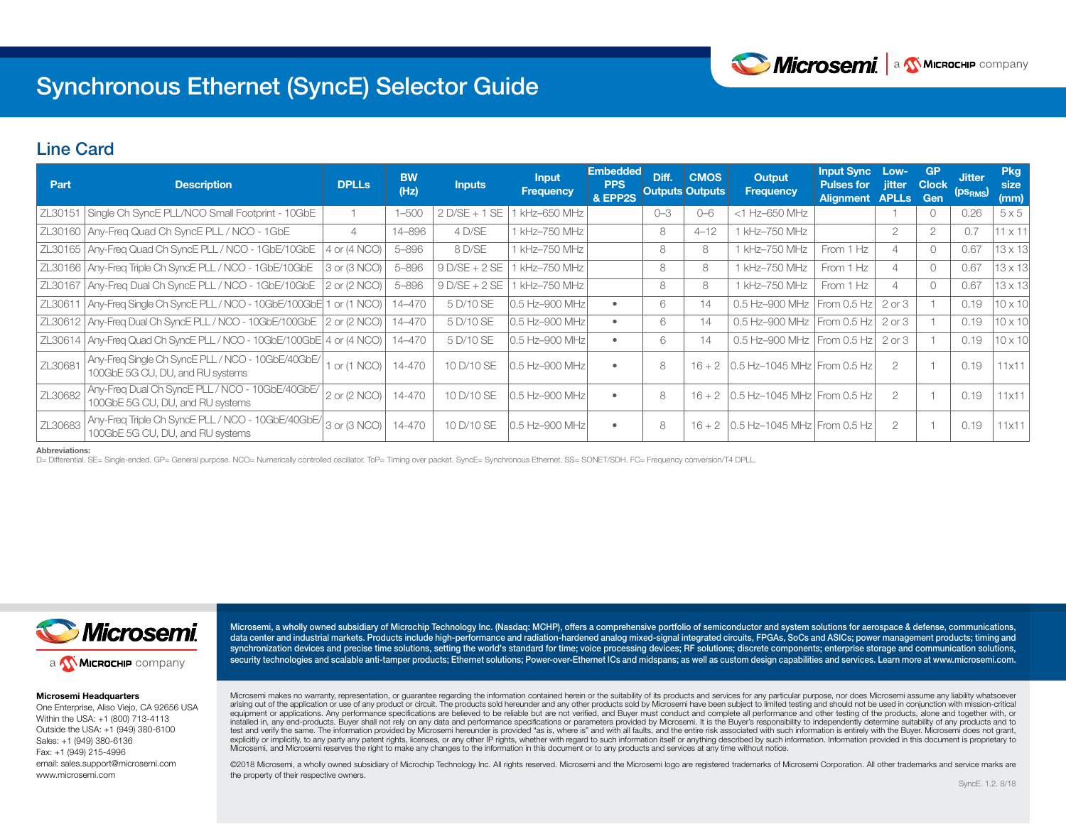# Synchronous Ethernet (SyncE) Selector Guide

## Line Card

| Part | Description | DPLLs | BW (Hz) | Inputs | Input Frequency | Embedded PPS & EPP2S | Diff. Outputs | CMOS Outputs | Output Frequency | Input Sync Pulses for Alignment | Low-jitter APLLs | GP Clock Gen | Jitter ($ps_{RMS}$) | Pkg size (mm) |
|---|---|---|---|---|---|---|---|---|---|---|---|---|---|---|
| ZL30151 | Single Ch SyncE PLL/NCO Small Footprint - 10GbE | 1 | 1–500 | 2 D/SE + 1 SE | 1 kHz–650 MHz | | 0–3 | 0–6 | <1 Hz–650 MHz | | 1 | 0 | 0.26 | 5 x 5 |
| ZL30160 | Any-Freq Quad Ch SyncE PLL / NCO - 1GbE | 4 | 14–896 | 4 D/SE | 1 kHz–750 MHz | | 8 | 4–12 | 1 kHz–750 MHz | | 2 | 2 | 0.7 | 11 x 11 |
| ZL30165 | Any-Freq Quad Ch SyncE PLL / NCO - 1GbE/10GbE | 4 or (4 NCO) | 5–896 | 8 D/SE | 1 kHz–750 MHz | | 8 | 8 | 1 kHz–750 MHz | From 1 Hz | 4 | 0 | 0.67 | 13 x 13 |
| ZL30166 | Any-Freq Triple Ch SyncE PLL / NCO - 1GbE/10GbE | 3 or (3 NCO) | 5–896 | 9 D/SE + 2 SE | 1 kHz–750 MHz | | 8 | 8 | 1 kHz–750 MHz | From 1 Hz | 4 | 0 | 0.67 | 13 x 13 |
| ZL30167 | Any-Freq Dual Ch SyncE PLL / NCO - 1GbE/10GbE | 2 or (2 NCO) | 5–896 | 9 D/SE + 2 SE | 1 kHz–750 MHz | | 8 | 8 | 1 kHz–750 MHz | From 1 Hz | 4 | 0 | 0.67 | 13 x 13 |
| ZL30611 | Any-Freq Single Ch SyncE PLL / NCO - 10GbE/100GbE | 1 or (1 NCO) | 14–470 | 5 D/10 SE | 0.5 Hz–900 MHz | • | 6 | 14 | 0.5 Hz–900 MHz | From 0.5 Hz | 2 or 3 | 1 | 0.19 | 10 x 10 |
| ZL30612 | Any-Freq Dual Ch SyncE PLL / NCO - 10GbE/100GbE | 2 or (2 NCO) | 14–470 | 5 D/10 SE | 0.5 Hz–900 MHz | • | 6 | 14 | 0.5 Hz–900 MHz | From 0.5 Hz | 2 or 3 | 1 | 0.19 | 10 x 10 |
| ZL30614 | Any-Freq Quad Ch SyncE PLL / NCO - 10GbE/100GbE | 4 or (4 NCO) | 14–470 | 5 D/10 SE | 0.5 Hz–900 MHz | • | 6 | 14 | 0.5 Hz–900 MHz | From 0.5 Hz | 2 or 3 | 1 | 0.19 | 10 x 10 |
| ZL30681 | Any-Freq Single Ch SyncE PLL / NCO - 10GbE/40GbE/100GbE 5G CU, DU, and RU systems | 1 or (1 NCO) | 14-470 | 10 D/10 SE | 0.5 Hz–900 MHz | • | 8 | 16 + 2 | 0.5 Hz–1045 MHz | From 0.5 Hz | 2 | 1 | 0.19 | 11x11 |
| ZL30682 | Any-Freq Dual Ch SyncE PLL / NCO - 10GbE/40GbE/100GbE 5G CU, DU, and RU systems | 2 or (2 NCO) | 14-470 | 10 D/10 SE | 0.5 Hz–900 MHz | • | 8 | 16 + 2 | 0.5 Hz–1045 MHz | From 0.5 Hz | 2 | 1 | 0.19 | 11x11 |
| ZL30683 | Any-Freq Triple Ch SyncE PLL / NCO - 10GbE/40GbE/100GbE 5G CU, DU, and RU systems | 3 or (3 NCO) | 14-470 | 10 D/10 SE | 0.5 Hz–900 MHz | • | 8 | 16 + 2 | 0.5 Hz–1045 MHz | From 0.5 Hz | 2 | 1 | 0.19 | 11x11 |

**Abbreviations:**
D= Differential. SE= Single-ended. GP= General purpose. NCO= Numerically controlled oscillator. ToP= Timing over packet. SyncE= Synchronous Ethernet. SS= SONET/SDH. FC= Frequency conversion/T4 DPLL.

**Microsemi, a wholly owned subsidiary of Microchip Technology Inc. (Nasdaq: MCHP), offers a comprehensive portfolio of semiconductor and system solutions for aerospace & defense, communications, data center and industrial markets. Products include high-performance and radiation-hardened analog mixed-signal integrated circuits, FPGAs, SoCs and ASICs; power management products; timing and synchronization devices and precise time solutions, setting the world's standard for time; voice processing devices; RF solutions; discrete components; enterprise storage and communication solutions, security technologies and scalable anti-tamper products; Ethernet solutions; Power-over-Ethernet ICs and midspans; as well as custom design capabilities and services. Learn more at www.microsemi.com.**

**Microsemi Headquarters**
One Enterprise, Aliso Viejo, CA 92656 USA
Within the USA: +1 (800) 713-4113
Outside the USA: +1 (949) 380-6100
Sales: +1 (949) 380-6136
Fax: +1 (949) 215-4996
email: sales.support@microsemi.com
www.microsemi.com

Microsemi makes no warranty, representation, or guarantee regarding the information contained herein or the suitability of its products and services for any particular purpose, nor does Microsemi assume any liability whatsoever arising out of the application or use of any product or circuit. The products sold hereunder and any other products sold by Microsemi have been subject to limited testing and should not be used in conjunction with mission-critical equipment or applications. Any performance specifications are believed to be reliable but are not verified, and Buyer must conduct and complete all performance and other testing of the products, alone and together with, or installed in, any end-products. Buyer shall not rely on any data and performance specifications or parameters provided by Microsemi. It is the Buyer's responsibility to independently determine suitability of any products and to test and verify the same. The information provided by Microsemi hereunder is provided "as is, where is" and with all faults, and the entire risk associated with such information is entirely with the Buyer. Microsemi does not grant, explicitly or implicitly, to any party any patent rights, licenses, or any other IP rights, whether with regard to such information itself or anything described by such information. Information provided in this document is proprietary to Microsemi, and Microsemi reserves the right to make any changes to the information in this document or to any products and services at any time without notice.

©2018 Microsemi, a wholly owned subsidiary of Microchip Technology Inc. All rights reserved. Microsemi and the Microsemi logo are registered trademarks of Microsemi Corporation. All other trademarks and service marks are the property of their respective owners.

SyncE. 1.2. 8/18